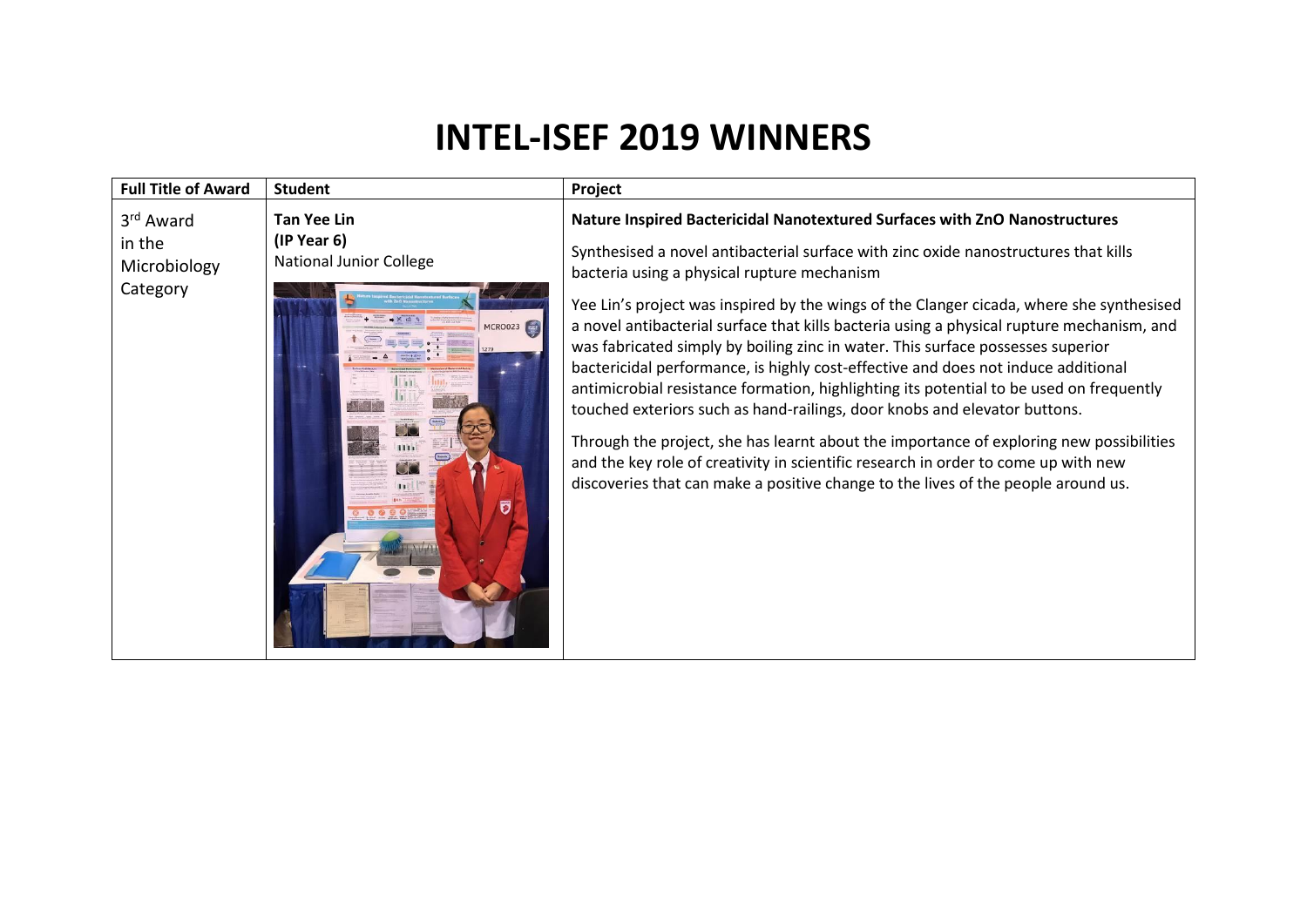# INTEL-ISEF 2019 WINNERS

| Full Title of Award | Student | Project |
|---|---|---|
| 3rd Award in the Microbiology Category | **Tan Yee Lin** **(IP Year 6)** National Junior College | **Nature Inspired Bactericidal Nanotextured Surfaces with ZnO Nanostructures** Synthesised a novel antibacterial surface with zinc oxide nanostructures that kills bacteria using a physical rupture mechanism Yee Lin's project was inspired by the wings of the Clanger cicada, where she synthesised a novel antibacterial surface that kills bacteria using a physical rupture mechanism, and was fabricated simply by boiling zinc in water. This surface possesses superior bactericidal performance, is highly cost-effective and does not induce additional antimicrobial resistance formation, highlighting its potential to be used on frequently touched exteriors such as hand-railings, door knobs and elevator buttons. Through the project, she has learnt about the importance of exploring new possibilities and the key role of creativity in scientific research in order to come up with new discoveries that can make a positive change to the lives of the people around us. |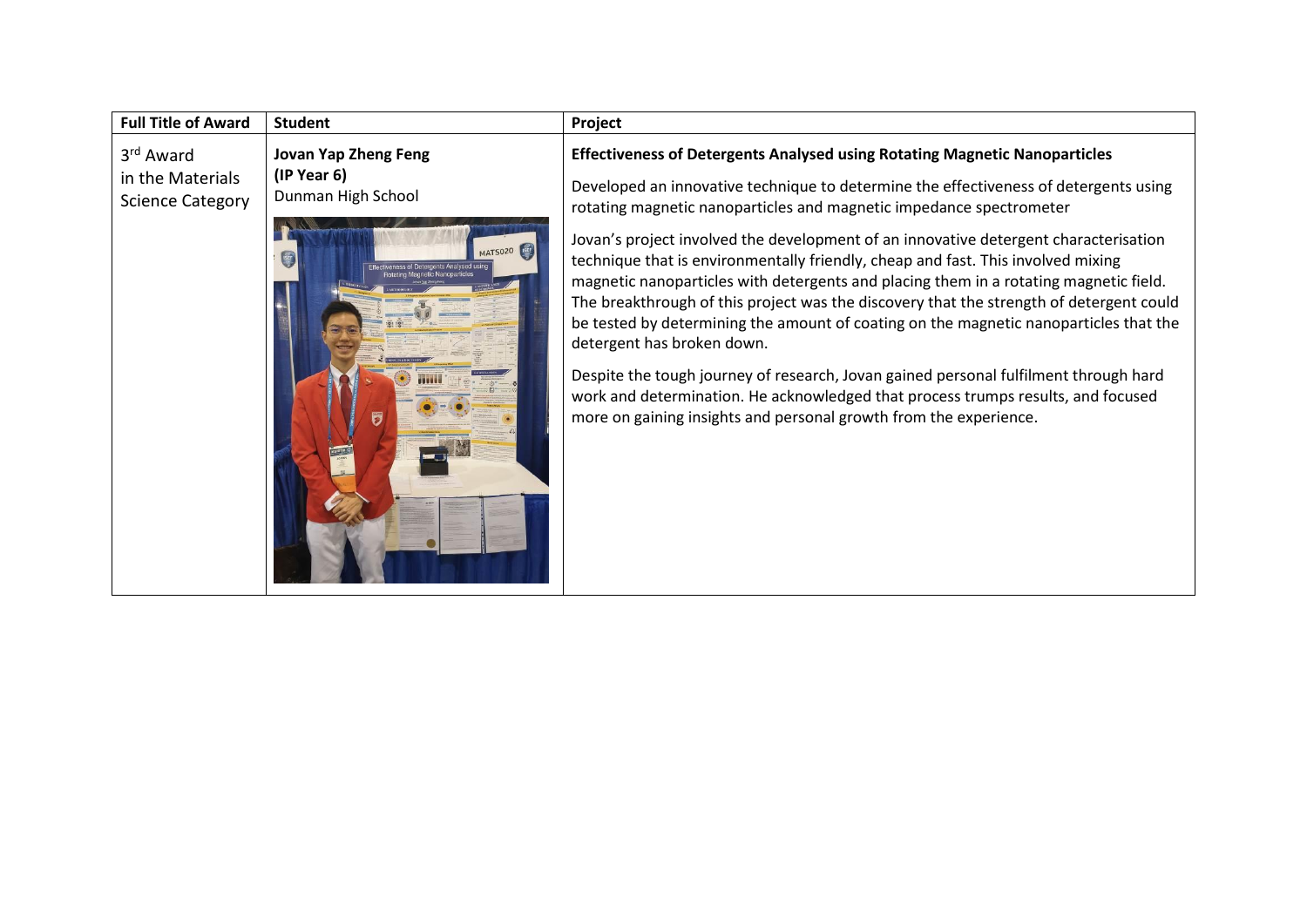| Full Title of Award | Student | Project |
| --- | --- | --- |
| 3rd Award in the Materials Science Category | **Jovan Yap Zheng Feng** **(IP Year 6)** Dunman High School | **Effectiveness of Detergents Analysed using Rotating Magnetic Nanoparticles**<br><br>Developed an innovative technique to determine the effectiveness of detergents using rotating magnetic nanoparticles and magnetic impedance spectrometer<br><br>Jovan's project involved the development of an innovative detergent characterisation technique that is environmentally friendly, cheap and fast. This involved mixing magnetic nanoparticles with detergents and placing them in a rotating magnetic field. The breakthrough of this project was the discovery that the strength of detergent could be tested by determining the amount of coating on the magnetic nanoparticles that the detergent has broken down.<br><br>Despite the tough journey of research, Jovan gained personal fulfilment through hard work and determination. He acknowledged that process trumps results, and focused more on gaining insights and personal growth from the experience. |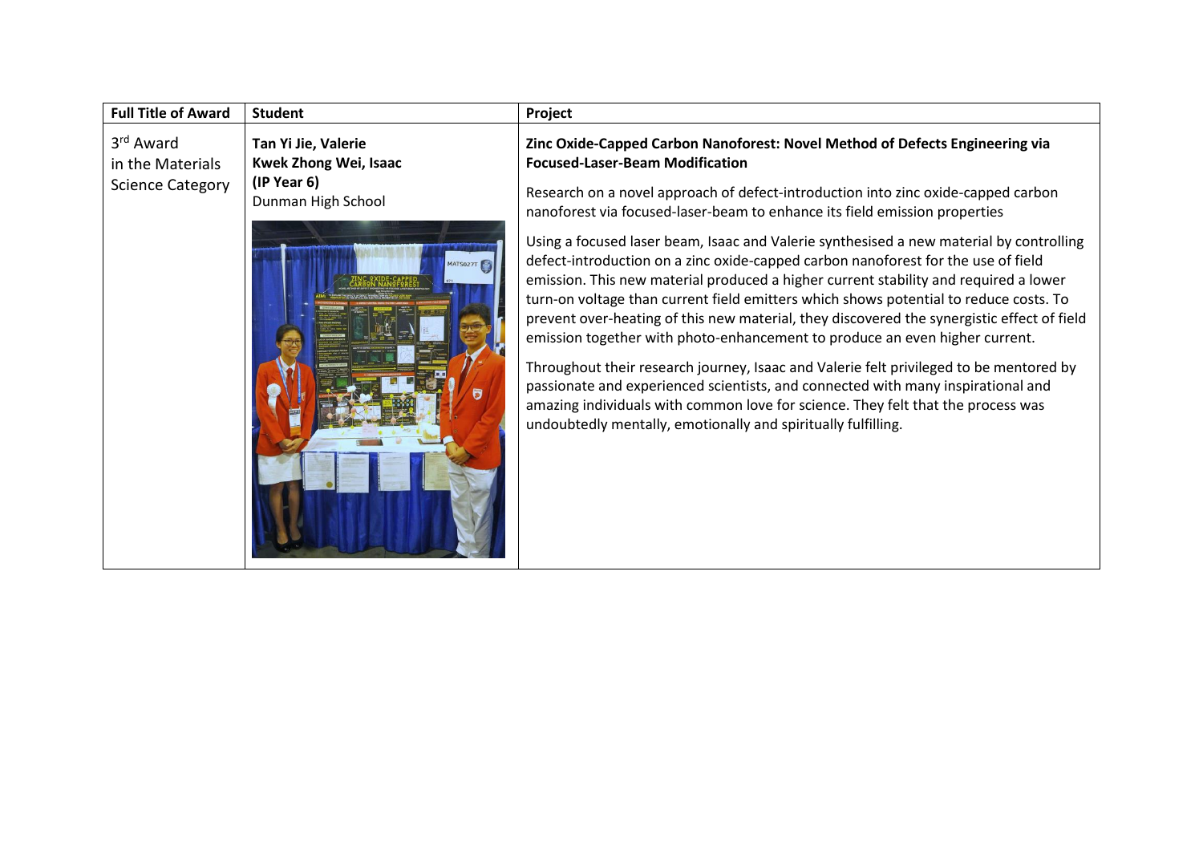| Full Title of Award | Student | Project |
| --- | --- | --- |
| 3rd Award in the Materials Science Category | **Tan Yi Jie, Valerie**<br>**Kwek Zhong Wei, Isaac**<br>**(IP Year 6)**<br>Dunman High School | **Zinc Oxide-Capped Carbon Nanoforest: Novel Method of Defects Engineering via Focused-Laser-Beam Modification**<br><br>Research on a novel approach of defect-introduction into zinc oxide-capped carbon nanoforest via focused-laser-beam to enhance its field emission properties<br><br>Using a focused laser beam, Isaac and Valerie synthesised a new material by controlling defect-introduction on a zinc oxide-capped carbon nanoforest for the use of field emission. This new material produced a higher current stability and required a lower turn-on voltage than current field emitters which shows potential to reduce costs. To prevent over-heating of this new material, they discovered the synergistic effect of field emission together with photo-enhancement to produce an even higher current.<br><br>Throughout their research journey, Isaac and Valerie felt privileged to be mentored by passionate and experienced scientists, and connected with many inspirational and amazing individuals with common love for science. They felt that the process was undoubtedly mentally, emotionally and spiritually fulfilling. |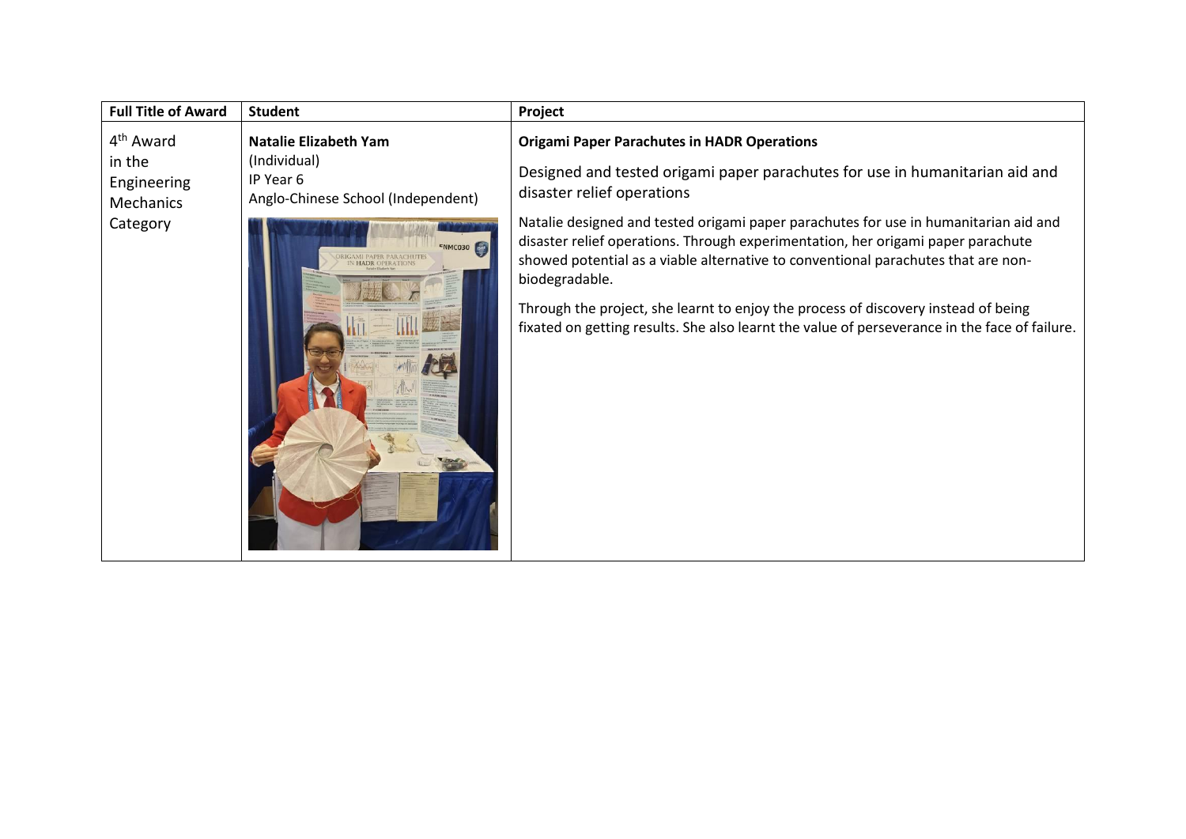| Full Title of Award | Student | Project |
|---|---|---|
| 4th Award in the Engineering Mechanics Category | **Natalie Elizabeth Yam** (Individual) IP Year 6 Anglo-Chinese School (Independent) | **Origami Paper Parachutes in HADR Operations** <br><br> Designed and tested origami paper parachutes for use in humanitarian aid and disaster relief operations <br><br> Natalie designed and tested origami paper parachutes for use in humanitarian aid and disaster relief operations. Through experimentation, her origami paper parachute showed potential as a viable alternative to conventional parachutes that are non-biodegradable. <br><br> Through the project, she learnt to enjoy the process of discovery instead of being fixated on getting results. She also learnt the value of perseverance in the face of failure. |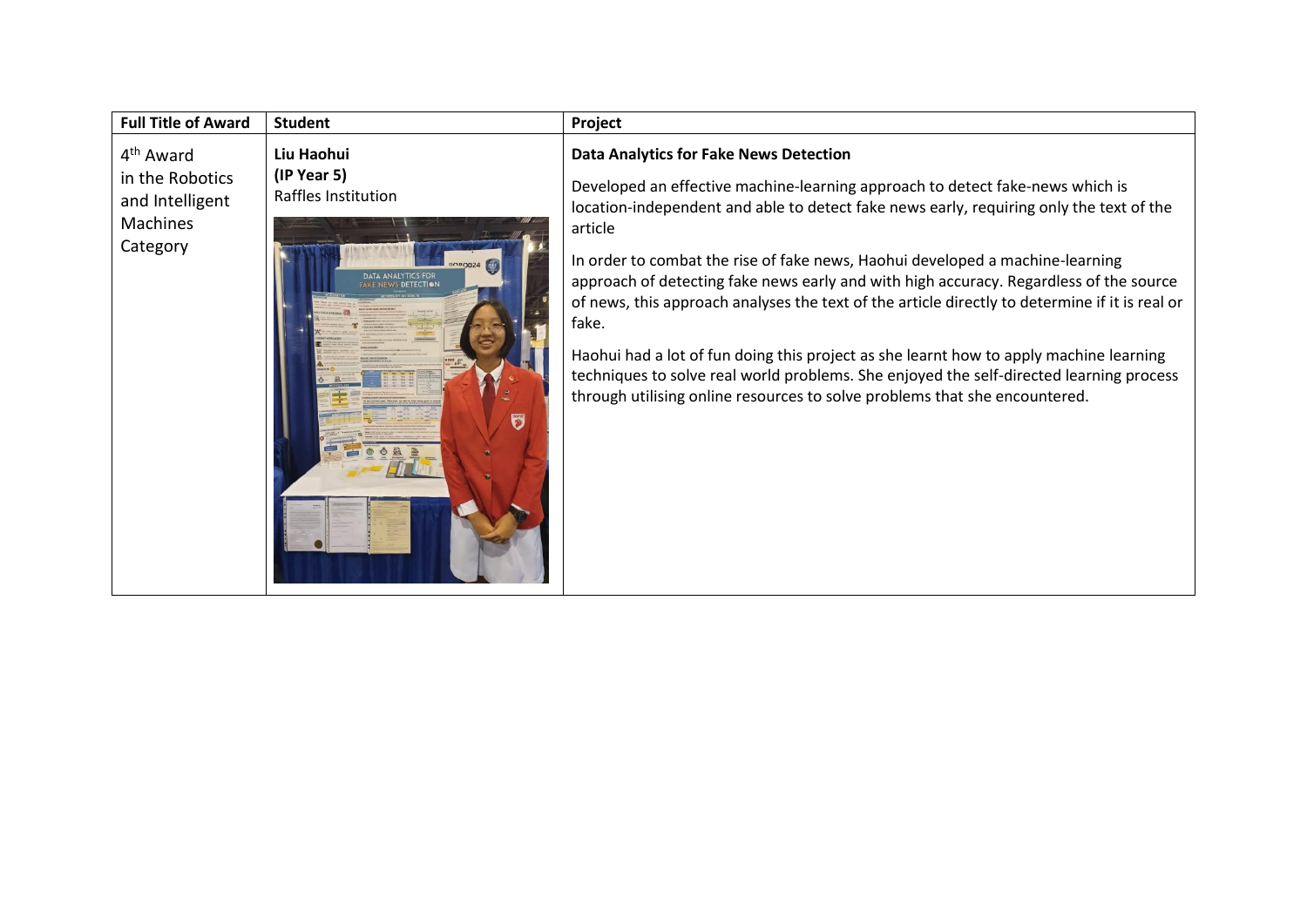| Full Title of Award | Student | Project |
| --- | --- | --- |
| 4th Award in the Robotics and Intelligent Machines Category | **Liu Haohui** **(IP Year 5)** Raffles Institution | **Data Analytics for Fake News Detection** Developed an effective machine-learning approach to detect fake-news which is location-independent and able to detect fake news early, requiring only the text of the article In order to combat the rise of fake news, Haohui developed a machine-learning approach of detecting fake news early and with high accuracy. Regardless of the source of news, this approach analyses the text of the article directly to determine if it is real or fake. Haohui had a lot of fun doing this project as she learnt how to apply machine learning techniques to solve real world problems. She enjoyed the self-directed learning process through utilising online resources to solve problems that she encountered. |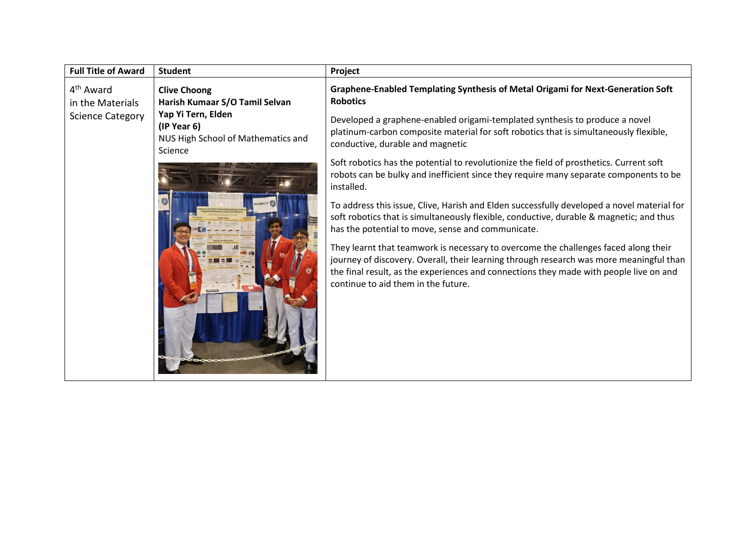| Full Title of Award | Student | Project |
| --- | --- | --- |
| 4th Award in the Materials Science Category | **Clive Choong**<br>**Harish Kumaar S/O Tamil Selvan**<br>**Yap Yi Tern, Elden**<br>**(IP Year 6)**<br>NUS High School of Mathematics and Science | **Graphene-Enabled Templating Synthesis of Metal Origami for Next-Generation Soft Robotics**<br><br>Developed a graphene-enabled origami-templated synthesis to produce a novel platinum-carbon composite material for soft robotics that is simultaneously flexible, conductive, durable and magnetic<br><br>Soft robotics has the potential to revolutionize the field of prosthetics. Current soft robots can be bulky and inefficient since they require many separate components to be installed.<br><br>To address this issue, Clive, Harish and Elden successfully developed a novel material for soft robotics that is simultaneously flexible, conductive, durable & magnetic; and thus has the potential to move, sense and communicate.<br><br>They learnt that teamwork is necessary to overcome the challenges faced along their journey of discovery. Overall, their learning through research was more meaningful than the final result, as the experiences and connections they made with people live on and continue to aid them in the future. |